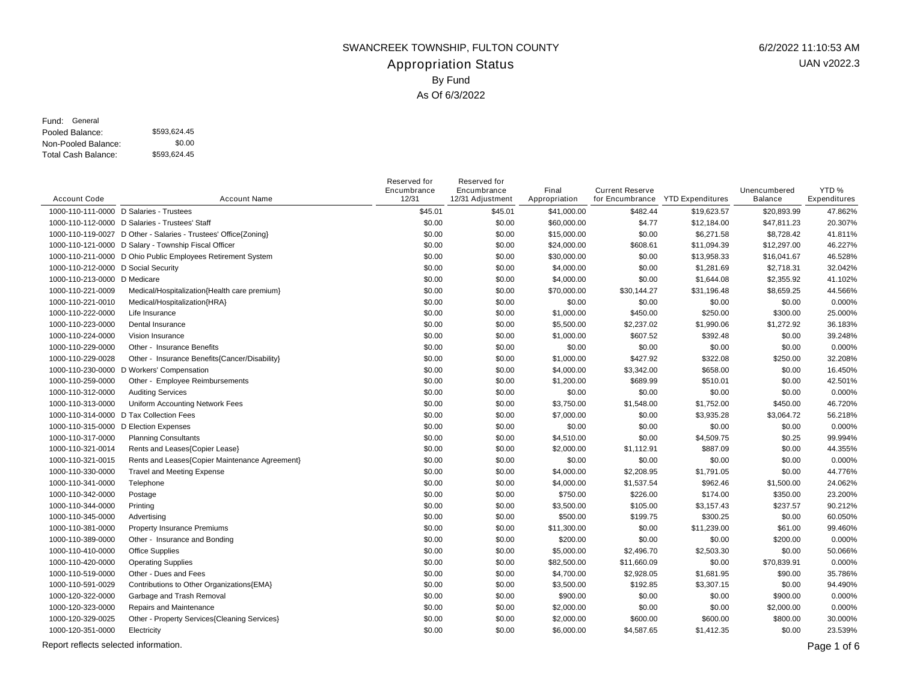# SWANCREEK TOWNSHIP, FULTON COUNTY

## Appropriation Status

By Fund

As Of 6/3/2022

6/2/2022 11:10:53 AM

UAN v2022.3

Fund: General

| | |
|---|---|
| Pooled Balance: | $593,624.45 |
| Non-Pooled Balance: | $0.00 |
| Total Cash Balance: | $593,624.45 |

| Account Code | Account Name | Reserved for Encumbrance 12/31 | Reserved for Encumbrance 12/31 Adjustment | Final Appropriation | Current Reserve for Encumbrance | YTD Expenditures | Unencumbered Balance | YTD % Expenditures |
|---|---|---|---|---|---|---|---|---|
| 1000-110-111-0000 | D Salaries - Trustees | $45.01 | $45.01 | $41,000.00 | $482.44 | $19,623.57 | $20,893.99 | 47.862% |
| 1000-110-112-0000 | D Salaries - Trustees' Staff | $0.00 | $0.00 | $60,000.00 | $4.77 | $12,184.00 | $47,811.23 | 20.307% |
| 1000-110-119-0027 | D Other - Salaries - Trustees' Office{Zoning} | $0.00 | $0.00 | $15,000.00 | $0.00 | $6,271.58 | $8,728.42 | 41.811% |
| 1000-110-121-0000 | D Salary - Township Fiscal Officer | $0.00 | $0.00 | $24,000.00 | $608.61 | $11,094.39 | $12,297.00 | 46.227% |
| 1000-110-211-0000 | D Ohio Public Employees Retirement System | $0.00 | $0.00 | $30,000.00 | $0.00 | $13,958.33 | $16,041.67 | 46.528% |
| 1000-110-212-0000 | D Social Security | $0.00 | $0.00 | $4,000.00 | $0.00 | $1,281.69 | $2,718.31 | 32.042% |
| 1000-110-213-0000 | D Medicare | $0.00 | $0.00 | $4,000.00 | $0.00 | $1,644.08 | $2,355.92 | 41.102% |
| 1000-110-221-0009 | Medical/Hospitalization{Health care premium} | $0.00 | $0.00 | $70,000.00 | $30,144.27 | $31,196.48 | $8,659.25 | 44.566% |
| 1000-110-221-0010 | Medical/Hospitalization{HRA} | $0.00 | $0.00 | $0.00 | $0.00 | $0.00 | $0.00 | 0.000% |
| 1000-110-222-0000 | Life Insurance | $0.00 | $0.00 | $1,000.00 | $450.00 | $250.00 | $300.00 | 25.000% |
| 1000-110-223-0000 | Dental Insurance | $0.00 | $0.00 | $5,500.00 | $2,237.02 | $1,990.06 | $1,272.92 | 36.183% |
| 1000-110-224-0000 | Vision Insurance | $0.00 | $0.00 | $1,000.00 | $607.52 | $392.48 | $0.00 | 39.248% |
| 1000-110-229-0000 | Other - Insurance Benefits | $0.00 | $0.00 | $0.00 | $0.00 | $0.00 | $0.00 | 0.000% |
| 1000-110-229-0028 | Other - Insurance Benefits{Cancer/Disability} | $0.00 | $0.00 | $1,000.00 | $427.92 | $322.08 | $250.00 | 32.208% |
| 1000-110-230-0000 | D Workers' Compensation | $0.00 | $0.00 | $4,000.00 | $3,342.00 | $658.00 | $0.00 | 16.450% |
| 1000-110-259-0000 | Other - Employee Reimbursements | $0.00 | $0.00 | $1,200.00 | $689.99 | $510.01 | $0.00 | 42.501% |
| 1000-110-312-0000 | Auditing Services | $0.00 | $0.00 | $0.00 | $0.00 | $0.00 | $0.00 | 0.000% |
| 1000-110-313-0000 | Uniform Accounting Network Fees | $0.00 | $0.00 | $3,750.00 | $1,548.00 | $1,752.00 | $450.00 | 46.720% |
| 1000-110-314-0000 | D Tax Collection Fees | $0.00 | $0.00 | $7,000.00 | $0.00 | $3,935.28 | $3,064.72 | 56.218% |
| 1000-110-315-0000 | D Election Expenses | $0.00 | $0.00 | $0.00 | $0.00 | $0.00 | $0.00 | 0.000% |
| 1000-110-317-0000 | Planning Consultants | $0.00 | $0.00 | $4,510.00 | $0.00 | $4,509.75 | $0.25 | 99.994% |
| 1000-110-321-0014 | Rents and Leases{Copier Lease} | $0.00 | $0.00 | $2,000.00 | $1,112.91 | $887.09 | $0.00 | 44.355% |
| 1000-110-321-0015 | Rents and Leases{Copier Maintenance Agreement} | $0.00 | $0.00 | $0.00 | $0.00 | $0.00 | $0.00 | 0.000% |
| 1000-110-330-0000 | Travel and Meeting Expense | $0.00 | $0.00 | $4,000.00 | $2,208.95 | $1,791.05 | $0.00 | 44.776% |
| 1000-110-341-0000 | Telephone | $0.00 | $0.00 | $4,000.00 | $1,537.54 | $962.46 | $1,500.00 | 24.062% |
| 1000-110-342-0000 | Postage | $0.00 | $0.00 | $750.00 | $226.00 | $174.00 | $350.00 | 23.200% |
| 1000-110-344-0000 | Printing | $0.00 | $0.00 | $3,500.00 | $105.00 | $3,157.43 | $237.57 | 90.212% |
| 1000-110-345-0000 | Advertising | $0.00 | $0.00 | $500.00 | $199.75 | $300.25 | $0.00 | 60.050% |
| 1000-110-381-0000 | Property Insurance Premiums | $0.00 | $0.00 | $11,300.00 | $0.00 | $11,239.00 | $61.00 | 99.460% |
| 1000-110-389-0000 | Other - Insurance and Bonding | $0.00 | $0.00 | $200.00 | $0.00 | $0.00 | $200.00 | 0.000% |
| 1000-110-410-0000 | Office Supplies | $0.00 | $0.00 | $5,000.00 | $2,496.70 | $2,503.30 | $0.00 | 50.066% |
| 1000-110-420-0000 | Operating Supplies | $0.00 | $0.00 | $82,500.00 | $11,660.09 | $0.00 | $70,839.91 | 0.000% |
| 1000-110-519-0000 | Other - Dues and Fees | $0.00 | $0.00 | $4,700.00 | $2,928.05 | $1,681.95 | $90.00 | 35.786% |
| 1000-110-591-0029 | Contributions to Other Organizations{EMA} | $0.00 | $0.00 | $3,500.00 | $192.85 | $3,307.15 | $0.00 | 94.490% |
| 1000-120-322-0000 | Garbage and Trash Removal | $0.00 | $0.00 | $900.00 | $0.00 | $0.00 | $900.00 | 0.000% |
| 1000-120-323-0000 | Repairs and Maintenance | $0.00 | $0.00 | $2,000.00 | $0.00 | $0.00 | $2,000.00 | 0.000% |
| 1000-120-329-0025 | Other - Property Services{Cleaning Services} | $0.00 | $0.00 | $2,000.00 | $600.00 | $600.00 | $800.00 | 30.000% |
| 1000-120-351-0000 | Electricity | $0.00 | $0.00 | $6,000.00 | $4,587.65 | $1,412.35 | $0.00 | 23.539% |

Report reflects selected information.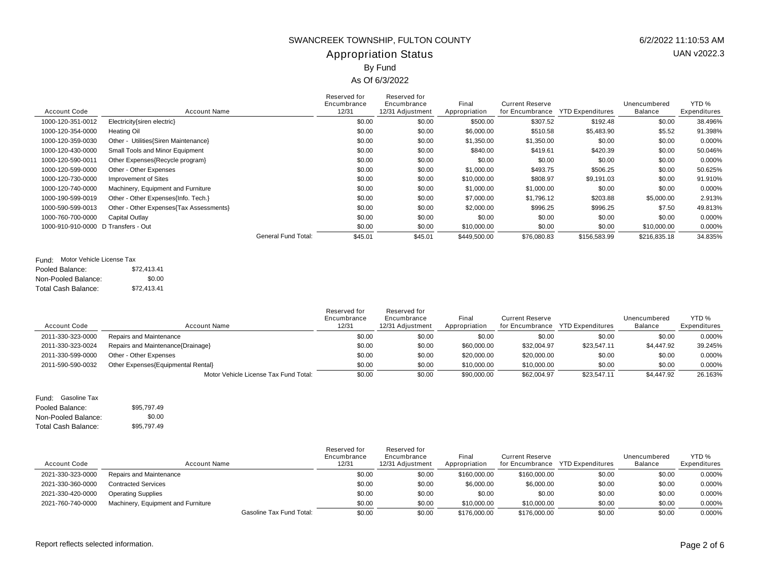# SWANCREEK TOWNSHIP, FULTON COUNTY

6/2/2022 11:10:53 AM

UAN v2022.3

## Appropriation Status

By Fund

As Of 6/3/2022

| Account Code | Account Name | Reserved for Encumbrance 12/31 | Reserved for Encumbrance 12/31 Adjustment | Final Appropriation | Current Reserve for Encumbrance | YTD Expenditures | Unencumbered Balance | YTD % Expenditures |
|---|---|---|---|---|---|---|---|---|
| 1000-120-351-0012 | Electricity{siren electric} | $0.00 | $0.00 | $500.00 | $307.52 | $192.48 | $0.00 | 38.496% |
| 1000-120-354-0000 | Heating Oil | $0.00 | $0.00 | $6,000.00 | $510.58 | $5,483.90 | $5.52 | 91.398% |
| 1000-120-359-0030 | Other - Utilities{Siren Maintenance} | $0.00 | $0.00 | $1,350.00 | $1,350.00 | $0.00 | $0.00 | 0.000% |
| 1000-120-430-0000 | Small Tools and Minor Equipment | $0.00 | $0.00 | $840.00 | $419.61 | $420.39 | $0.00 | 50.046% |
| 1000-120-590-0011 | Other Expenses{Recycle program} | $0.00 | $0.00 | $0.00 | $0.00 | $0.00 | $0.00 | 0.000% |
| 1000-120-599-0000 | Other - Other Expenses | $0.00 | $0.00 | $1,000.00 | $493.75 | $506.25 | $0.00 | 50.625% |
| 1000-120-730-0000 | Improvement of Sites | $0.00 | $0.00 | $10,000.00 | $808.97 | $9,191.03 | $0.00 | 91.910% |
| 1000-120-740-0000 | Machinery, Equipment and Furniture | $0.00 | $0.00 | $1,000.00 | $1,000.00 | $0.00 | $0.00 | 0.000% |
| 1000-190-599-0019 | Other - Other Expenses{Info. Tech.} | $0.00 | $0.00 | $7,000.00 | $1,796.12 | $203.88 | $5,000.00 | 2.913% |
| 1000-590-599-0013 | Other - Other Expenses{Tax Assessments} | $0.00 | $0.00 | $2,000.00 | $996.25 | $996.25 | $7.50 | 49.813% |
| 1000-760-700-0000 | Capital Outlay | $0.00 | $0.00 | $0.00 | $0.00 | $0.00 | $0.00 | 0.000% |
| 1000-910-910-0000 | D Transfers - Out | $0.00 | $0.00 | $10,000.00 | $0.00 | $0.00 | $10,000.00 | 0.000% |
| | General Fund Total: | $45.01 | $45.01 | $449,500.00 | $76,080.83 | $156,583.99 | $216,835.18 | 34.835% |

Fund: Motor Vehicle License Tax

Pooled Balance: $72,413.41

Non-Pooled Balance: $0.00

Total Cash Balance: $72,413.41

| Account Code | Account Name | Reserved for Encumbrance 12/31 | Reserved for Encumbrance 12/31 Adjustment | Final Appropriation | Current Reserve for Encumbrance | YTD Expenditures | Unencumbered Balance | YTD % Expenditures |
|---|---|---|---|---|---|---|---|---|
| 2011-330-323-0000 | Repairs and Maintenance | $0.00 | $0.00 | $0.00 | $0.00 | $0.00 | $0.00 | 0.000% |
| 2011-330-323-0024 | Repairs and Maintenance{Drainage} | $0.00 | $0.00 | $60,000.00 | $32,004.97 | $23,547.11 | $4,447.92 | 39.245% |
| 2011-330-599-0000 | Other - Other Expenses | $0.00 | $0.00 | $20,000.00 | $20,000.00 | $0.00 | $0.00 | 0.000% |
| 2011-590-590-0032 | Other Expenses{Equipmental Rental} | $0.00 | $0.00 | $10,000.00 | $10,000.00 | $0.00 | $0.00 | 0.000% |
| | Motor Vehicle License Tax Fund Total: | $0.00 | $0.00 | $90,000.00 | $62,004.97 | $23,547.11 | $4,447.92 | 26.163% |

Fund: Gasoline Tax

Pooled Balance: $95,797.49

Non-Pooled Balance: $0.00

Total Cash Balance: $95,797.49

| Account Code | Account Name | Reserved for Encumbrance 12/31 | Reserved for Encumbrance 12/31 Adjustment | Final Appropriation | Current Reserve for Encumbrance | YTD Expenditures | Unencumbered Balance | YTD % Expenditures |
|---|---|---|---|---|---|---|---|---|
| 2021-330-323-0000 | Repairs and Maintenance | $0.00 | $0.00 | $160,000.00 | $160,000.00 | $0.00 | $0.00 | 0.000% |
| 2021-330-360-0000 | Contracted Services | $0.00 | $0.00 | $6,000.00 | $6,000.00 | $0.00 | $0.00 | 0.000% |
| 2021-330-420-0000 | Operating Supplies | $0.00 | $0.00 | $0.00 | $0.00 | $0.00 | $0.00 | 0.000% |
| 2021-760-740-0000 | Machinery, Equipment and Furniture | $0.00 | $0.00 | $10,000.00 | $10,000.00 | $0.00 | $0.00 | 0.000% |
| | Gasoline Tax Fund Total: | $0.00 | $0.00 | $176,000.00 | $176,000.00 | $0.00 | $0.00 | 0.000% |

Report reflects selected information.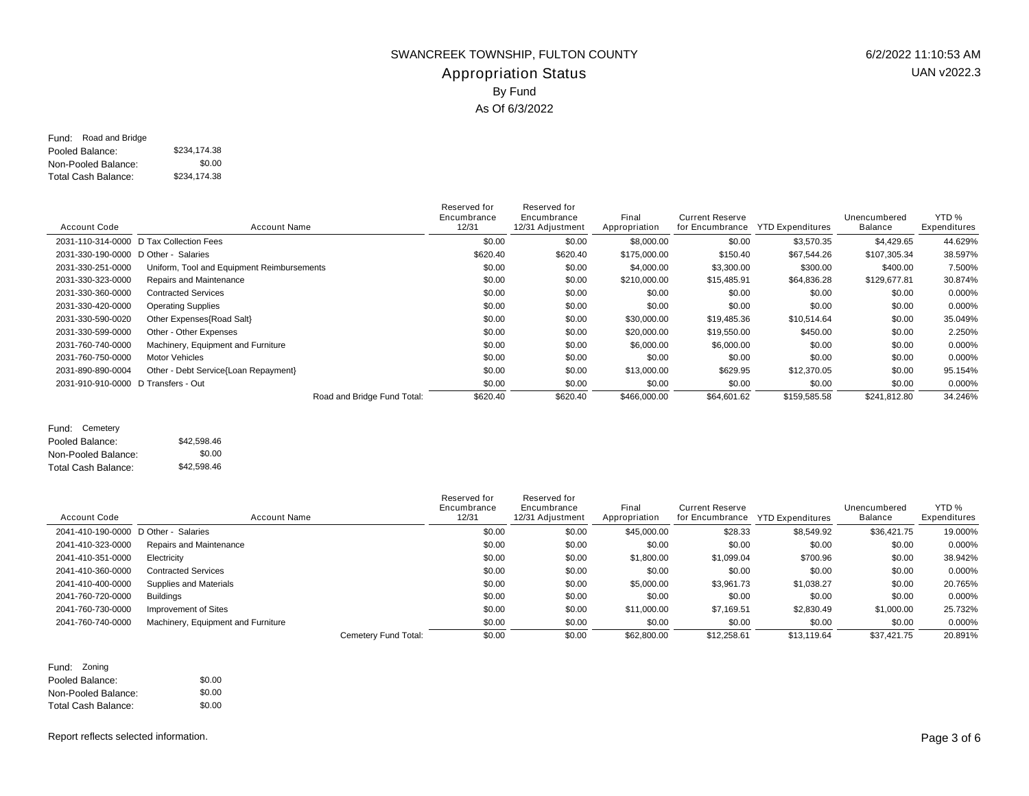# SWANCREEK TOWNSHIP, FULTON COUNTY

## Appropriation Status

By Fund

As Of 6/3/2022

6/2/2022 11:10:53 AM
UAN v2022.3

Fund: Road and Bridge
Pooled Balance: $234,174.38
Non-Pooled Balance: $0.00
Total Cash Balance: $234,174.38

| Account Code | Account Name | Reserved for Encumbrance 12/31 | Reserved for Encumbrance 12/31 Adjustment | Final Appropriation | Current Reserve for Encumbrance | YTD Expenditures | Unencumbered Balance | YTD % Expenditures |
|---|---|---|---|---|---|---|---|---|
| 2031-110-314-0000 | D Tax Collection Fees | $0.00 | $0.00 | $8,000.00 | $0.00 | $3,570.35 | $4,429.65 | 44.629% |
| 2031-330-190-0000 | D Other - Salaries | $620.40 | $620.40 | $175,000.00 | $150.40 | $67,544.26 | $107,305.34 | 38.597% |
| 2031-330-251-0000 | Uniform, Tool and Equipment Reimbursements | $0.00 | $0.00 | $4,000.00 | $3,300.00 | $300.00 | $400.00 | 7.500% |
| 2031-330-323-0000 | Repairs and Maintenance | $0.00 | $0.00 | $210,000.00 | $15,485.91 | $64,836.28 | $129,677.81 | 30.874% |
| 2031-330-360-0000 | Contracted Services | $0.00 | $0.00 | $0.00 | $0.00 | $0.00 | $0.00 | 0.000% |
| 2031-330-420-0000 | Operating Supplies | $0.00 | $0.00 | $0.00 | $0.00 | $0.00 | $0.00 | 0.000% |
| 2031-330-590-0020 | Other Expenses{Road Salt} | $0.00 | $0.00 | $30,000.00 | $19,485.36 | $10,514.64 | $0.00 | 35.049% |
| 2031-330-599-0000 | Other - Other Expenses | $0.00 | $0.00 | $20,000.00 | $19,550.00 | $450.00 | $0.00 | 2.250% |
| 2031-760-740-0000 | Machinery, Equipment and Furniture | $0.00 | $0.00 | $6,000.00 | $6,000.00 | $0.00 | $0.00 | 0.000% |
| 2031-760-750-0000 | Motor Vehicles | $0.00 | $0.00 | $0.00 | $0.00 | $0.00 | $0.00 | 0.000% |
| 2031-890-890-0004 | Other - Debt Service{Loan Repayment} | $0.00 | $0.00 | $13,000.00 | $629.95 | $12,370.05 | $0.00 | 95.154% |
| 2031-910-910-0000 | D Transfers - Out | $0.00 | $0.00 | $0.00 | $0.00 | $0.00 | $0.00 | 0.000% |
| | Road and Bridge Fund Total: | $620.40 | $620.40 | $466,000.00 | $64,601.62 | $159,585.58 | $241,812.80 | 34.246% |

Fund: Cemetery
Pooled Balance: $42,598.46
Non-Pooled Balance: $0.00
Total Cash Balance: $42,598.46

| Account Code | Account Name | Reserved for Encumbrance 12/31 | Reserved for Encumbrance 12/31 Adjustment | Final Appropriation | Current Reserve for Encumbrance | YTD Expenditures | Unencumbered Balance | YTD % Expenditures |
|---|---|---|---|---|---|---|---|---|
| 2041-410-190-0000 | D Other - Salaries | $0.00 | $0.00 | $45,000.00 | $28.33 | $8,549.92 | $36,421.75 | 19.000% |
| 2041-410-323-0000 | Repairs and Maintenance | $0.00 | $0.00 | $0.00 | $0.00 | $0.00 | $0.00 | 0.000% |
| 2041-410-351-0000 | Electricity | $0.00 | $0.00 | $1,800.00 | $1,099.04 | $700.96 | $0.00 | 38.942% |
| 2041-410-360-0000 | Contracted Services | $0.00 | $0.00 | $0.00 | $0.00 | $0.00 | $0.00 | 0.000% |
| 2041-410-400-0000 | Supplies and Materials | $0.00 | $0.00 | $5,000.00 | $3,961.73 | $1,038.27 | $0.00 | 20.765% |
| 2041-760-720-0000 | Buildings | $0.00 | $0.00 | $0.00 | $0.00 | $0.00 | $0.00 | 0.000% |
| 2041-760-730-0000 | Improvement of Sites | $0.00 | $0.00 | $11,000.00 | $7,169.51 | $2,830.49 | $1,000.00 | 25.732% |
| 2041-760-740-0000 | Machinery, Equipment and Furniture | $0.00 | $0.00 | $0.00 | $0.00 | $0.00 | $0.00 | 0.000% |
| | Cemetery Fund Total: | $0.00 | $0.00 | $62,800.00 | $12,258.61 | $13,119.64 | $37,421.75 | 20.891% |

Fund: Zoning
Pooled Balance: $0.00
Non-Pooled Balance: $0.00
Total Cash Balance: $0.00

Report reflects selected information.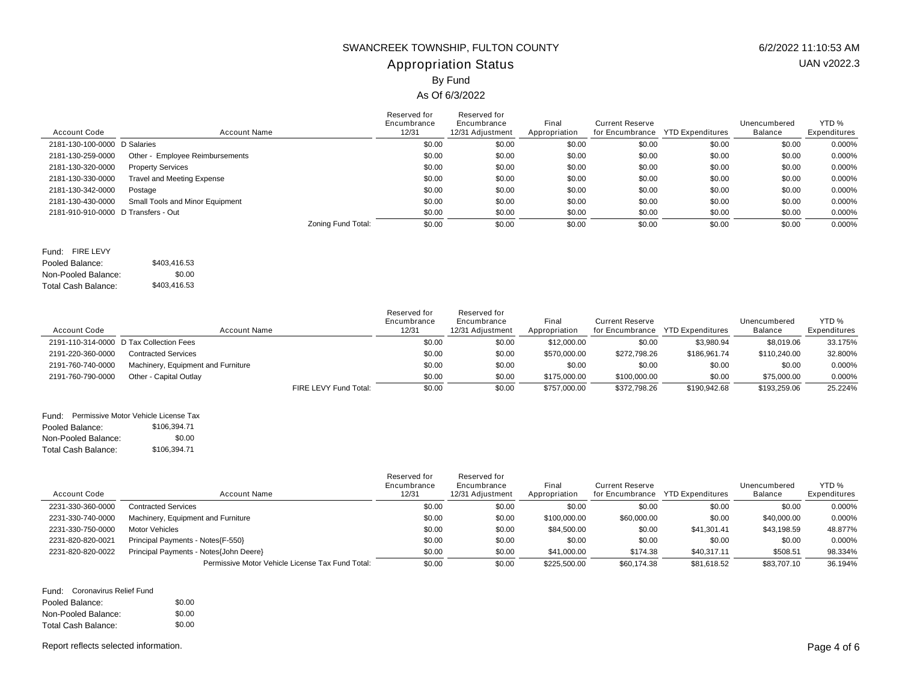# SWANCREEK TOWNSHIP, FULTON COUNTY

6/2/2022 11:10:53 AM

UAN v2022.3

## Appropriation Status

By Fund

As Of 6/3/2022

| Account Code | Account Name | Reserved for Encumbrance 12/31 | Reserved for Encumbrance 12/31 Adjustment | Final Appropriation | Current Reserve for Encumbrance | YTD Expenditures | Unencumbered Balance | YTD % Expenditures |
|---|---|---|---|---|---|---|---|---|
| 2181-130-100-0000 | D Salaries | $0.00 | $0.00 | $0.00 | $0.00 | $0.00 | $0.00 | 0.000% |
| 2181-130-259-0000 | Other - Employee Reimbursements | $0.00 | $0.00 | $0.00 | $0.00 | $0.00 | $0.00 | 0.000% |
| 2181-130-320-0000 | Property Services | $0.00 | $0.00 | $0.00 | $0.00 | $0.00 | $0.00 | 0.000% |
| 2181-130-330-0000 | Travel and Meeting Expense | $0.00 | $0.00 | $0.00 | $0.00 | $0.00 | $0.00 | 0.000% |
| 2181-130-342-0000 | Postage | $0.00 | $0.00 | $0.00 | $0.00 | $0.00 | $0.00 | 0.000% |
| 2181-130-430-0000 | Small Tools and Minor Equipment | $0.00 | $0.00 | $0.00 | $0.00 | $0.00 | $0.00 | 0.000% |
| 2181-910-910-0000 | D Transfers - Out | $0.00 | $0.00 | $0.00 | $0.00 | $0.00 | $0.00 | 0.000% |
| | Zoning Fund Total: | $0.00 | $0.00 | $0.00 | $0.00 | $0.00 | $0.00 | 0.000% |

Fund: FIRE LEVY

Pooled Balance: $403,416.53

Non-Pooled Balance: $0.00

Total Cash Balance: $403,416.53

| Account Code | Account Name | Reserved for Encumbrance 12/31 | Reserved for Encumbrance 12/31 Adjustment | Final Appropriation | Current Reserve for Encumbrance | YTD Expenditures | Unencumbered Balance | YTD % Expenditures |
|---|---|---|---|---|---|---|---|---|
| 2191-110-314-0000 | D Tax Collection Fees | $0.00 | $0.00 | $12,000.00 | $0.00 | $3,980.94 | $8,019.06 | 33.175% |
| 2191-220-360-0000 | Contracted Services | $0.00 | $0.00 | $570,000.00 | $272,798.26 | $186,961.74 | $110,240.00 | 32.800% |
| 2191-760-740-0000 | Machinery, Equipment and Furniture | $0.00 | $0.00 | $0.00 | $0.00 | $0.00 | $0.00 | 0.000% |
| 2191-760-790-0000 | Other - Capital Outlay | $0.00 | $0.00 | $175,000.00 | $100,000.00 | $0.00 | $75,000.00 | 0.000% |
| | FIRE LEVY Fund Total: | $0.00 | $0.00 | $757,000.00 | $372,798.26 | $190,942.68 | $193,259.06 | 25.224% |

Fund: Permissive Motor Vehicle License Tax

Pooled Balance: $106,394.71

Non-Pooled Balance: $0.00

Total Cash Balance: $106,394.71

| Account Code | Account Name | Reserved for Encumbrance 12/31 | Reserved for Encumbrance 12/31 Adjustment | Final Appropriation | Current Reserve for Encumbrance | YTD Expenditures | Unencumbered Balance | YTD % Expenditures |
|---|---|---|---|---|---|---|---|---|
| 2231-330-360-0000 | Contracted Services | $0.00 | $0.00 | $0.00 | $0.00 | $0.00 | $0.00 | 0.000% |
| 2231-330-740-0000 | Machinery, Equipment and Furniture | $0.00 | $0.00 | $100,000.00 | $60,000.00 | $0.00 | $40,000.00 | 0.000% |
| 2231-330-750-0000 | Motor Vehicles | $0.00 | $0.00 | $84,500.00 | $0.00 | $41,301.41 | $43,198.59 | 48.877% |
| 2231-820-820-0021 | Principal Payments - Notes{F-550} | $0.00 | $0.00 | $0.00 | $0.00 | $0.00 | $0.00 | 0.000% |
| 2231-820-820-0022 | Principal Payments - Notes{John Deere} | $0.00 | $0.00 | $41,000.00 | $174.38 | $40,317.11 | $508.51 | 98.334% |
| | Permissive Motor Vehicle License Tax Fund Total: | $0.00 | $0.00 | $225,500.00 | $60,174.38 | $81,618.52 | $83,707.10 | 36.194% |

Fund: Coronavirus Relief Fund

Pooled Balance: $0.00

Non-Pooled Balance: $0.00

Total Cash Balance: $0.00

Report reflects selected information.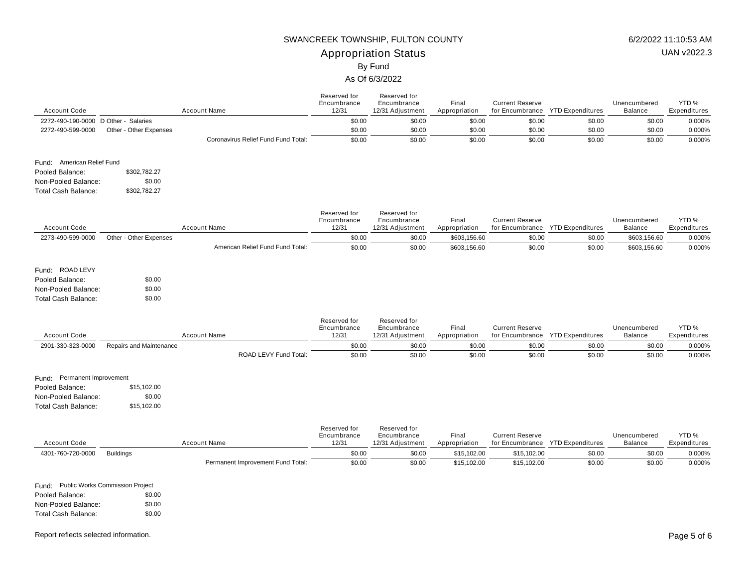# SWANCREEK TOWNSHIP, FULTON COUNTY

6/2/2022 11:10:53 AM

UAN v2022.3

## Appropriation Status

By Fund

As Of 6/3/2022

| Account Code | Account Name | Reserved for Encumbrance 12/31 | Reserved for Encumbrance 12/31 Adjustment | Final Appropriation | Current Reserve for Encumbrance | YTD Expenditures | Unencumbered Balance | YTD % Expenditures |
|---|---|---|---|---|---|---|---|---|
| 2272-490-190-0000 | D Other - Salaries | $0.00 | $0.00 | $0.00 | $0.00 | $0.00 | $0.00 | 0.000% |
| 2272-490-599-0000 | Other - Other Expenses | $0.00 | $0.00 | $0.00 | $0.00 | $0.00 | $0.00 | 0.000% |
| | Coronavirus Relief Fund Fund Total: | $0.00 | $0.00 | $0.00 | $0.00 | $0.00 | $0.00 | 0.000% |

Fund: American Relief Fund

Pooled Balance: $302,782.27

Non-Pooled Balance: $0.00

Total Cash Balance: $302,782.27

| Account Code | Account Name | Reserved for Encumbrance 12/31 | Reserved for Encumbrance 12/31 Adjustment | Final Appropriation | Current Reserve for Encumbrance | YTD Expenditures | Unencumbered Balance | YTD % Expenditures |
|---|---|---|---|---|---|---|---|---|
| 2273-490-599-0000 | Other - Other Expenses | $0.00 | $0.00 | $603,156.60 | $0.00 | $0.00 | $603,156.60 | 0.000% |
| | American Relief Fund Fund Total: | $0.00 | $0.00 | $603,156.60 | $0.00 | $0.00 | $603,156.60 | 0.000% |

Fund: ROAD LEVY

Pooled Balance: $0.00

Non-Pooled Balance: $0.00

Total Cash Balance: $0.00

| Account Code | Account Name | Reserved for Encumbrance 12/31 | Reserved for Encumbrance 12/31 Adjustment | Final Appropriation | Current Reserve for Encumbrance | YTD Expenditures | Unencumbered Balance | YTD % Expenditures |
|---|---|---|---|---|---|---|---|---|
| 2901-330-323-0000 | Repairs and Maintenance | $0.00 | $0.00 | $0.00 | $0.00 | $0.00 | $0.00 | 0.000% |
| | ROAD LEVY Fund Total: | $0.00 | $0.00 | $0.00 | $0.00 | $0.00 | $0.00 | 0.000% |

Fund: Permanent Improvement

Pooled Balance: $15,102.00

Non-Pooled Balance: $0.00

Total Cash Balance: $15,102.00

| Account Code | Account Name | Reserved for Encumbrance 12/31 | Reserved for Encumbrance 12/31 Adjustment | Final Appropriation | Current Reserve for Encumbrance | YTD Expenditures | Unencumbered Balance | YTD % Expenditures |
|---|---|---|---|---|---|---|---|---|
| 4301-760-720-0000 | Buildings | $0.00 | $0.00 | $15,102.00 | $15,102.00 | $0.00 | $0.00 | 0.000% |
| | Permanent Improvement Fund Total: | $0.00 | $0.00 | $15,102.00 | $15,102.00 | $0.00 | $0.00 | 0.000% |

Fund: Public Works Commission Project

Pooled Balance: $0.00

Non-Pooled Balance: $0.00

Total Cash Balance: $0.00

Report reflects selected information.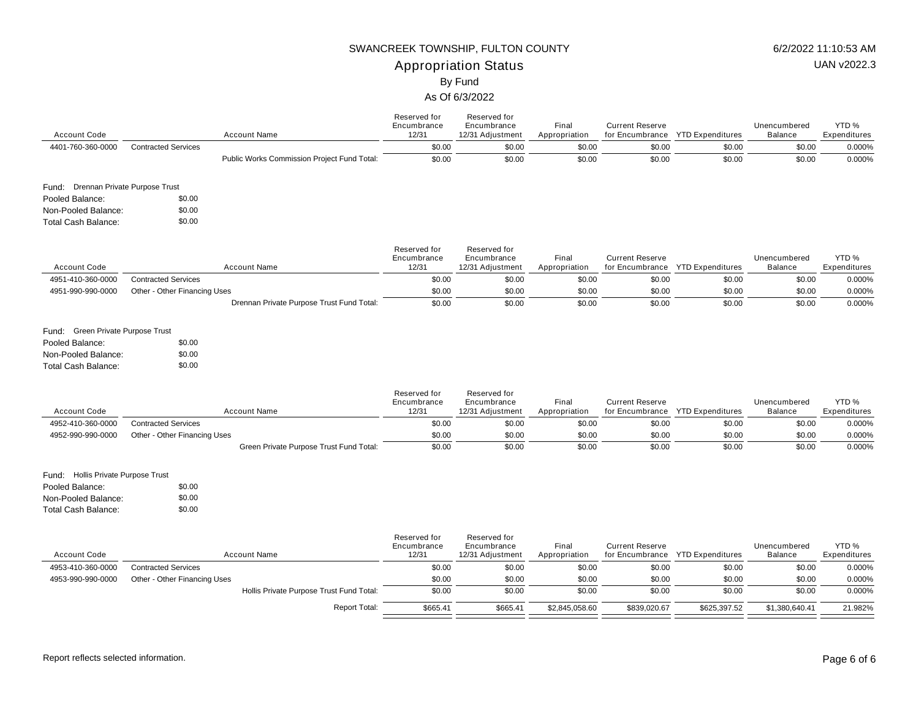SWANCREEK TOWNSHIP, FULTON COUNTY

6/2/2022 11:10:53 AM

UAN v2022.3

# Appropriation Status

## By Fund

### As Of 6/3/2022

| Account Code | Account Name | Reserved for Encumbrance 12/31 | Reserved for Encumbrance 12/31 Adjustment | Final Appropriation | Current Reserve for Encumbrance | YTD Expenditures | Unencumbered Balance | YTD % Expenditures |
|---|---|---|---|---|---|---|---|---|
| 4401-760-360-0000 | Contracted Services | $0.00 | $0.00 | $0.00 | $0.00 | $0.00 | $0.00 | 0.000% |
| | Public Works Commission Project Fund Total: | $0.00 | $0.00 | $0.00 | $0.00 | $0.00 | $0.00 | 0.000% |

Fund: Drennan Private Purpose Trust

Pooled Balance: $0.00

Non-Pooled Balance: $0.00

Total Cash Balance: $0.00

| Account Code | Account Name | Reserved for Encumbrance 12/31 | Reserved for Encumbrance 12/31 Adjustment | Final Appropriation | Current Reserve for Encumbrance | YTD Expenditures | Unencumbered Balance | YTD % Expenditures |
|---|---|---|---|---|---|---|---|---|
| 4951-410-360-0000 | Contracted Services | $0.00 | $0.00 | $0.00 | $0.00 | $0.00 | $0.00 | 0.000% |
| 4951-990-990-0000 | Other - Other Financing Uses | $0.00 | $0.00 | $0.00 | $0.00 | $0.00 | $0.00 | 0.000% |
| | Drennan Private Purpose Trust Fund Total: | $0.00 | $0.00 | $0.00 | $0.00 | $0.00 | $0.00 | 0.000% |

Fund: Green Private Purpose Trust

Pooled Balance: $0.00

Non-Pooled Balance: $0.00

Total Cash Balance: $0.00

| Account Code | Account Name | Reserved for Encumbrance 12/31 | Reserved for Encumbrance 12/31 Adjustment | Final Appropriation | Current Reserve for Encumbrance | YTD Expenditures | Unencumbered Balance | YTD % Expenditures |
|---|---|---|---|---|---|---|---|---|
| 4952-410-360-0000 | Contracted Services | $0.00 | $0.00 | $0.00 | $0.00 | $0.00 | $0.00 | 0.000% |
| 4952-990-990-0000 | Other - Other Financing Uses | $0.00 | $0.00 | $0.00 | $0.00 | $0.00 | $0.00 | 0.000% |
| | Green Private Purpose Trust Fund Total: | $0.00 | $0.00 | $0.00 | $0.00 | $0.00 | $0.00 | 0.000% |

Fund: Hollis Private Purpose Trust

Pooled Balance: $0.00

Non-Pooled Balance: $0.00

Total Cash Balance: $0.00

| Account Code | Account Name | Reserved for Encumbrance 12/31 | Reserved for Encumbrance 12/31 Adjustment | Final Appropriation | Current Reserve for Encumbrance | YTD Expenditures | Unencumbered Balance | YTD % Expenditures |
|---|---|---|---|---|---|---|---|---|
| 4953-410-360-0000 | Contracted Services | $0.00 | $0.00 | $0.00 | $0.00 | $0.00 | $0.00 | 0.000% |
| 4953-990-990-0000 | Other - Other Financing Uses | $0.00 | $0.00 | $0.00 | $0.00 | $0.00 | $0.00 | 0.000% |
| | Hollis Private Purpose Trust Fund Total: | $0.00 | $0.00 | $0.00 | $0.00 | $0.00 | $0.00 | 0.000% |
| | Report Total: | $665.41 | $665.41 | $2,845,058.60 | $839,020.67 | $625,397.52 | $1,380,640.41 | 21.982% |

Report reflects selected information.